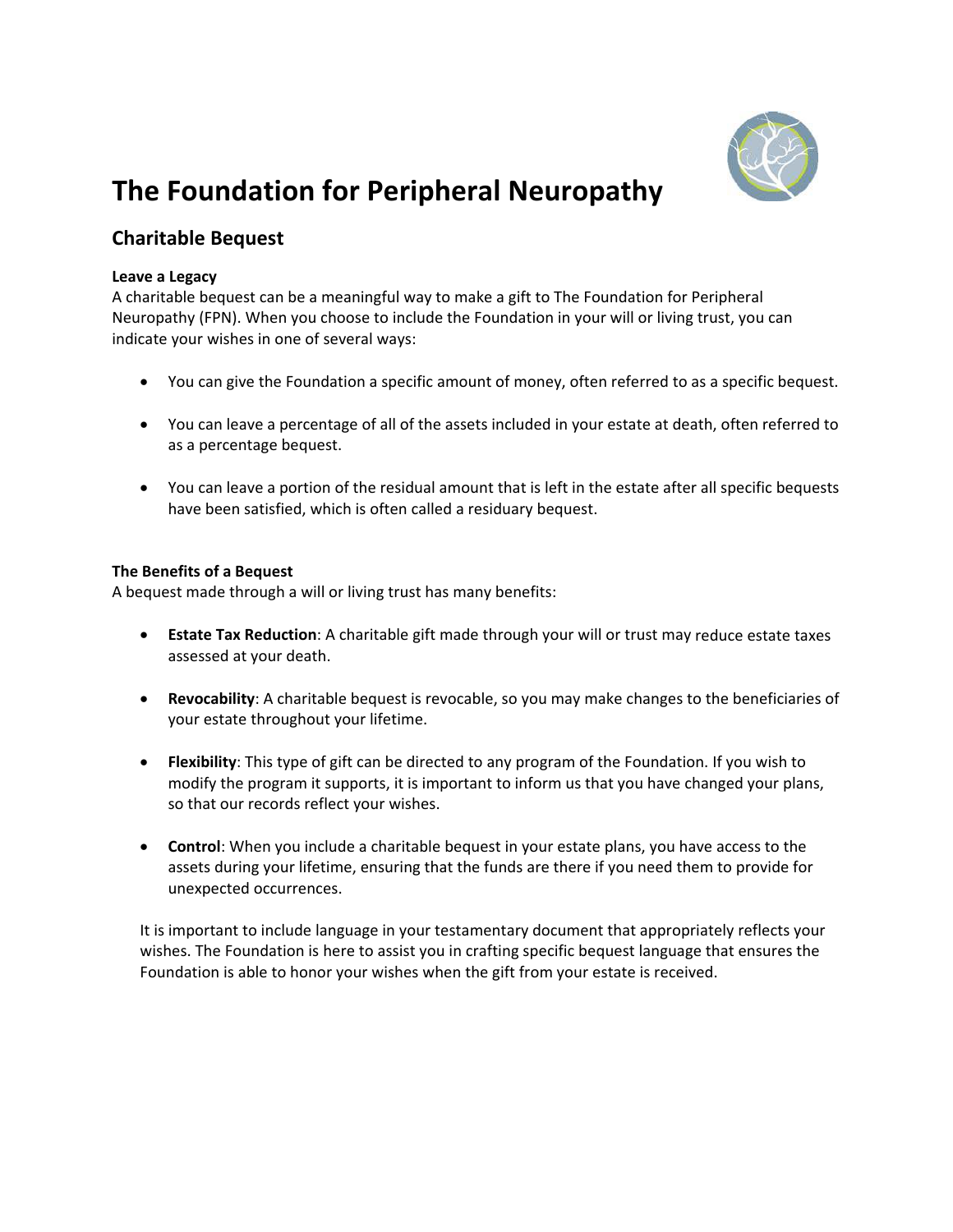# The Foundation for Peripheral Neuropathy

## Charitable Bequest

**Leave a Legacy**
A charitable bequest can be a meaningful way to make a gift to The Foundation for Peripheral Neuropathy (FPN). When you choose to include the Foundation in your will or living trust, you can indicate your wishes in one of several ways:

- You can give the Foundation a specific amount of money, often referred to as a specific bequest.
- You can leave a percentage of all of the assets included in your estate at death, often referred to as a percentage bequest.
- You can leave a portion of the residual amount that is left in the estate after all specific bequests have been satisfied, which is often called a residuary bequest.

**The Benefits of a Bequest**
A bequest made through a will or living trust has many benefits:

- **Estate Tax Reduction**: A charitable gift made through your will or trust may reduce estate taxes assessed at your death.
- **Revocability**: A charitable bequest is revocable, so you may make changes to the beneficiaries of your estate throughout your lifetime.
- **Flexibility**: This type of gift can be directed to any program of the Foundation. If you wish to modify the program it supports, it is important to inform us that you have changed your plans, so that our records reflect your wishes.
- **Control**: When you include a charitable bequest in your estate plans, you have access to the assets during your lifetime, ensuring that the funds are there if you need them to provide for unexpected occurrences.

It is important to include language in your testamentary document that appropriately reflects your wishes. The Foundation is here to assist you in crafting specific bequest language that ensures the Foundation is able to honor your wishes when the gift from your estate is received.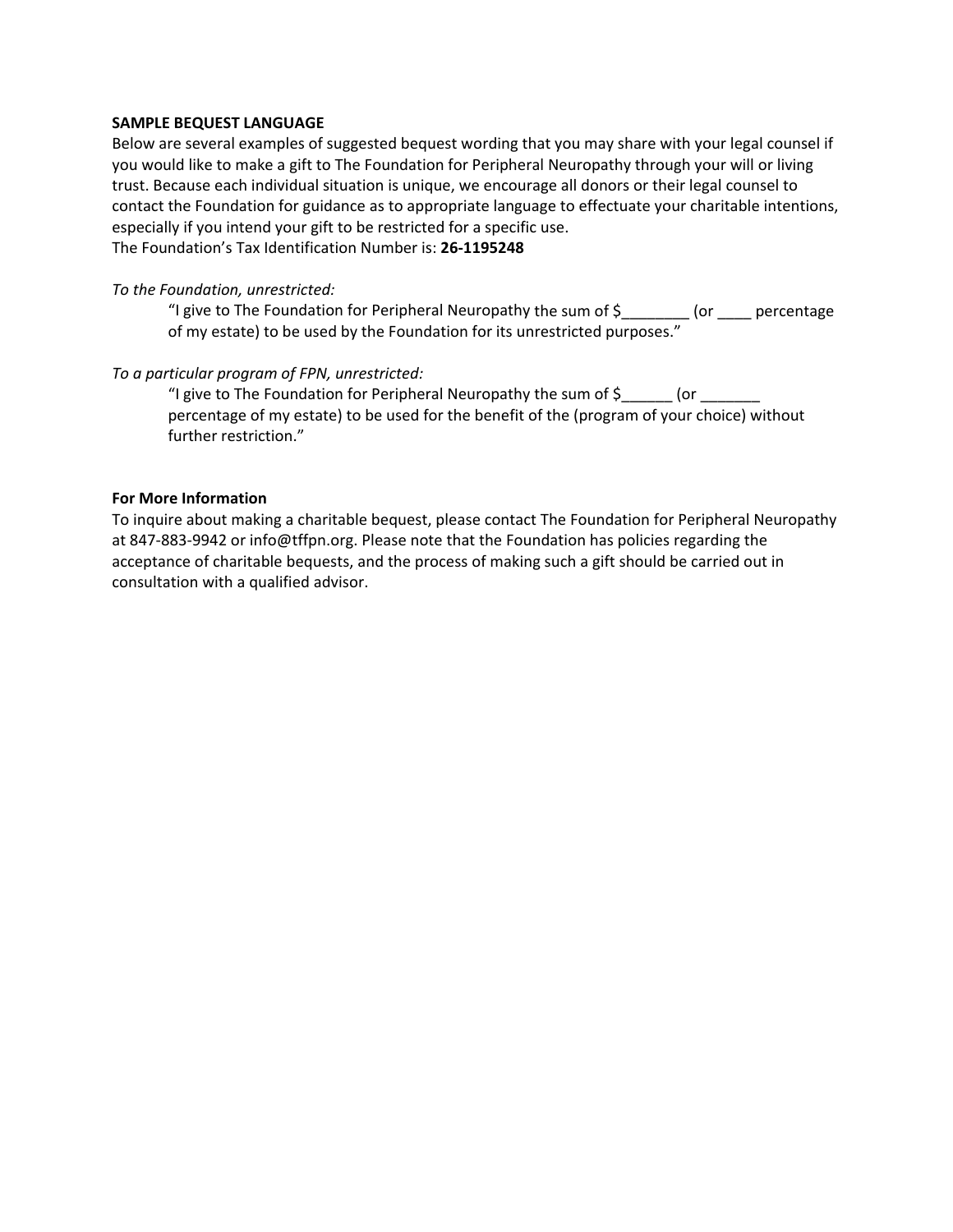**SAMPLE BEQUEST LANGUAGE**

Below are several examples of suggested bequest wording that you may share with your legal counsel if you would like to make a gift to The Foundation for Peripheral Neuropathy through your will or living trust. Because each individual situation is unique, we encourage all donors or their legal counsel to contact the Foundation for guidance as to appropriate language to effectuate your charitable intentions, especially if you intend your gift to be restricted for a specific use.

The Foundation's Tax Identification Number is: **26-1195248**

*To the Foundation, unrestricted:*

> "I give to The Foundation for Peripheral Neuropathy the sum of $________ (or ____ percentage of my estate) to be used by the Foundation for its unrestricted purposes."

*To a particular program of FPN, unrestricted:*

> "I give to The Foundation for Peripheral Neuropathy the sum of $______ (or _______ percentage of my estate) to be used for the benefit of the (program of your choice) without further restriction."

**For More Information**

To inquire about making a charitable bequest, please contact The Foundation for Peripheral Neuropathy at 847-883-9942 or info@tffpn.org. Please note that the Foundation has policies regarding the acceptance of charitable bequests, and the process of making such a gift should be carried out in consultation with a qualified advisor.